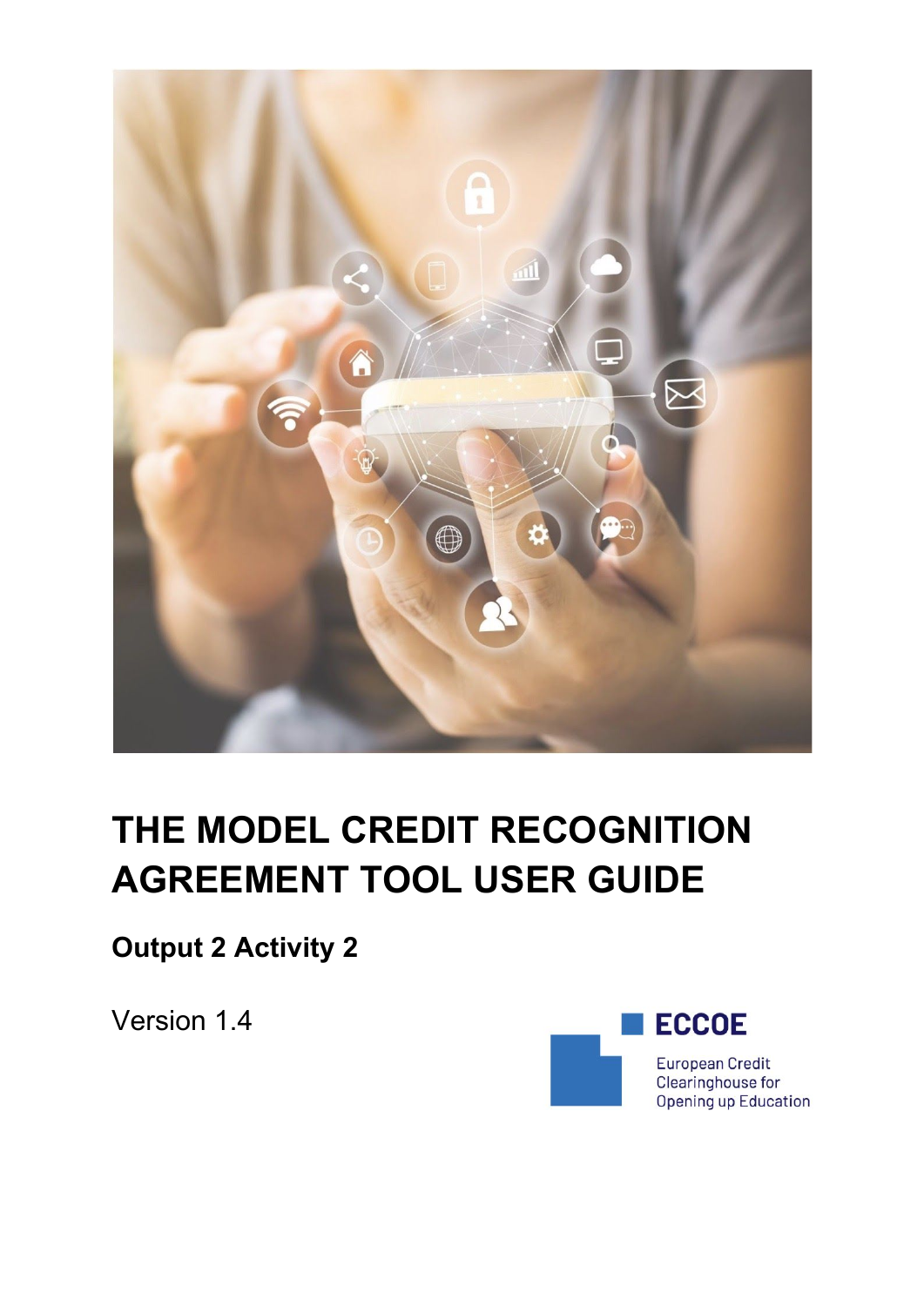# THE MODEL CREDIT RECOGNITION AGREEMENT TOOL USER GUIDE

## Output 2 Activity 2

Version 1.4

ECCOE

European Credit Clearinghouse for Opening up Education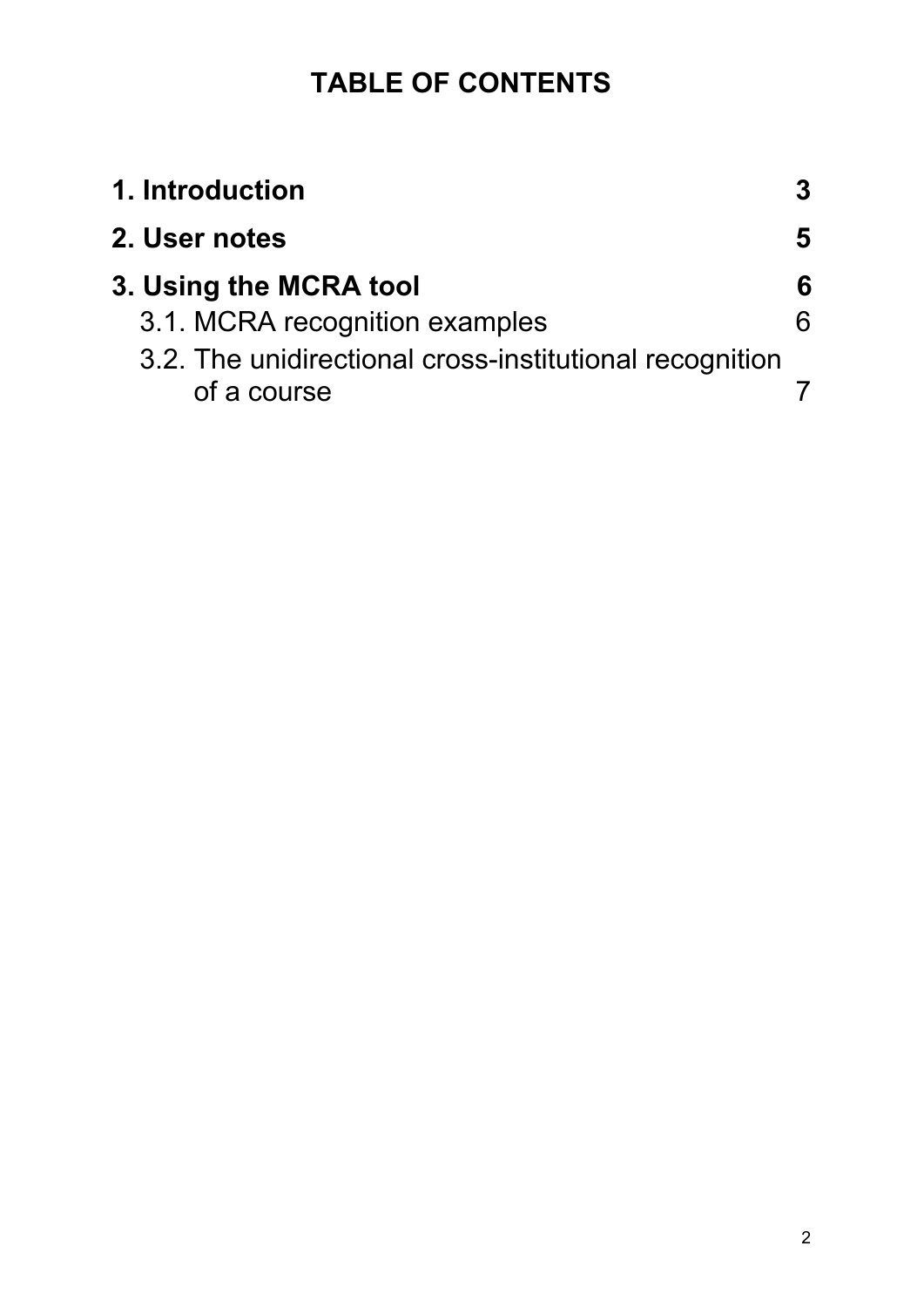# TABLE OF CONTENTS

| | |
|---|---|
| **1. Introduction** | **3** |
| **2. User notes** | **5** |
| **3. Using the MCRA tool** | **6** |
| 3.1. MCRA recognition examples | 6 |
| 3.2. The unidirectional cross-institutional recognition of a course | 7 |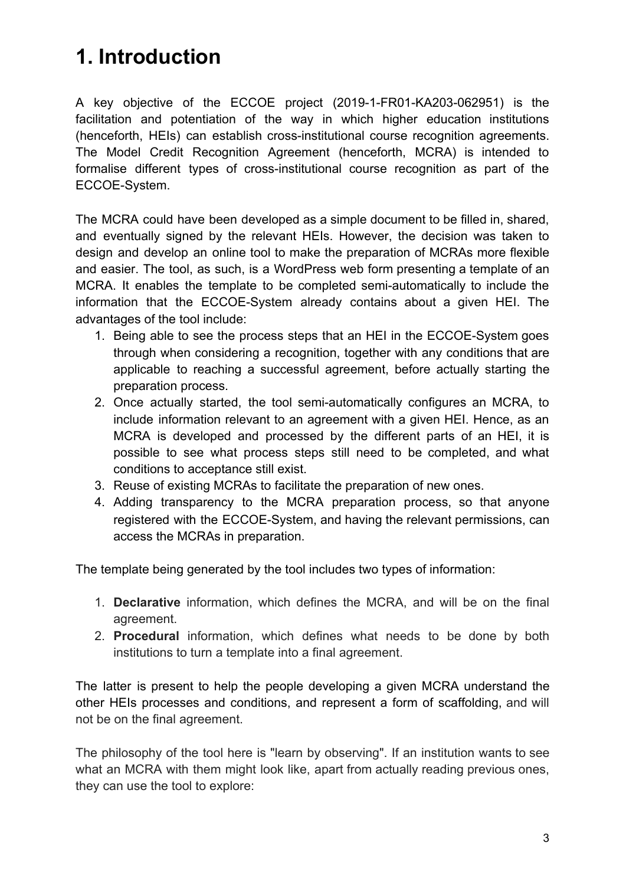# 1. Introduction

A key objective of the ECCOE project (2019-1-FR01-KA203-062951) is the facilitation and potentiation of the way in which higher education institutions (henceforth, HEIs) can establish cross-institutional course recognition agreements. The Model Credit Recognition Agreement (henceforth, MCRA) is intended to formalise different types of cross-institutional course recognition as part of the ECCOE-System.

The MCRA could have been developed as a simple document to be filled in, shared, and eventually signed by the relevant HEIs. However, the decision was taken to design and develop an online tool to make the preparation of MCRAs more flexible and easier. The tool, as such, is a WordPress web form presenting a template of an MCRA. It enables the template to be completed semi-automatically to include the information that the ECCOE-System already contains about a given HEI. The advantages of the tool include:

1. Being able to see the process steps that an HEI in the ECCOE-System goes through when considering a recognition, together with any conditions that are applicable to reaching a successful agreement, before actually starting the preparation process.
2. Once actually started, the tool semi-automatically configures an MCRA, to include information relevant to an agreement with a given HEI. Hence, as an MCRA is developed and processed by the different parts of an HEI, it is possible to see what process steps still need to be completed, and what conditions to acceptance still exist.
3. Reuse of existing MCRAs to facilitate the preparation of new ones.
4. Adding transparency to the MCRA preparation process, so that anyone registered with the ECCOE-System, and having the relevant permissions, can access the MCRAs in preparation.

The template being generated by the tool includes two types of information:

1. **Declarative** information, which defines the MCRA, and will be on the final agreement.
2. **Procedural** information, which defines what needs to be done by both institutions to turn a template into a final agreement.

The latter is present to help the people developing a given MCRA understand the other HEIs processes and conditions, and represent a form of scaffolding, and will not be on the final agreement.

The philosophy of the tool here is "learn by observing". If an institution wants to see what an MCRA with them might look like, apart from actually reading previous ones, they can use the tool to explore: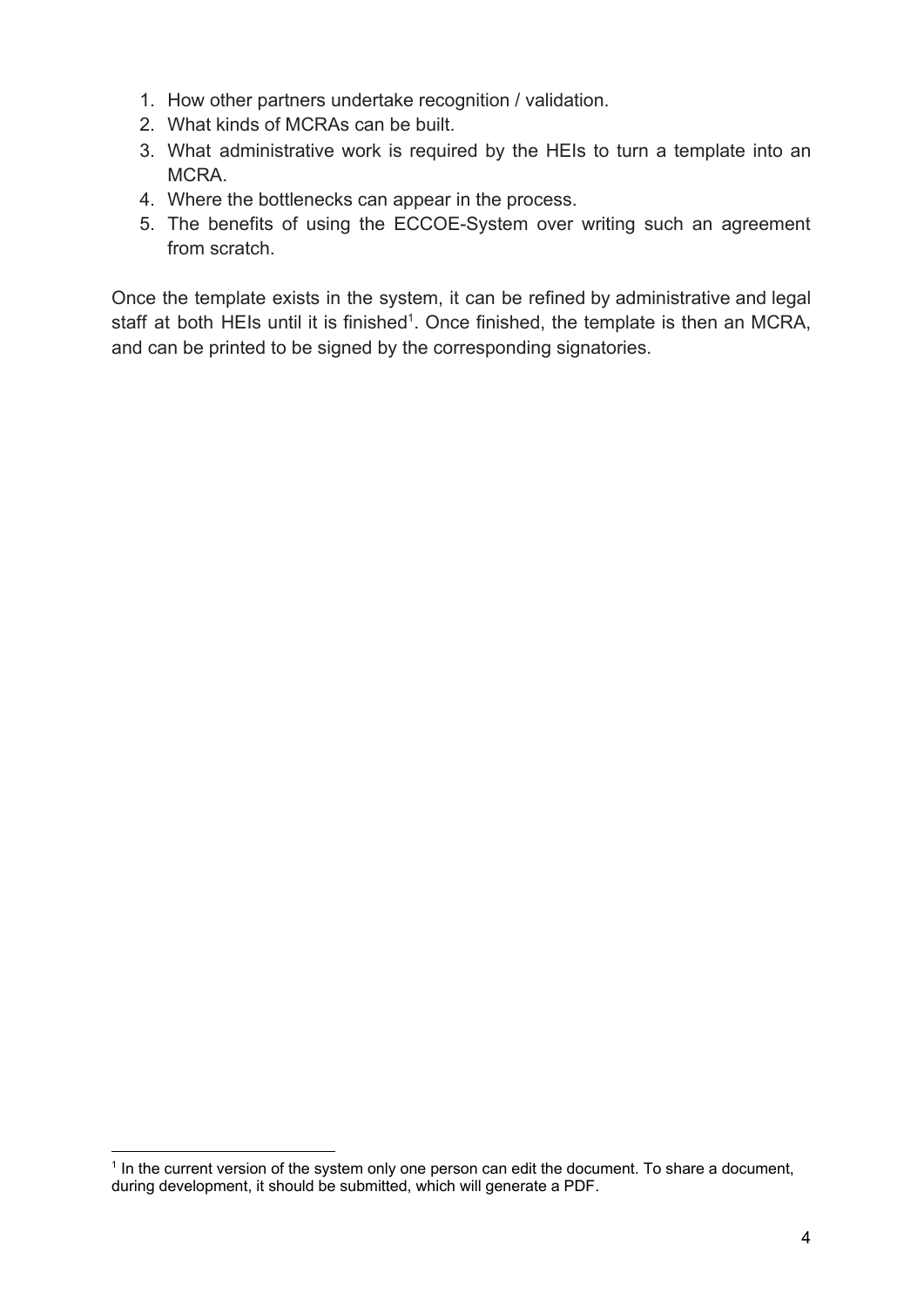1. How other partners undertake recognition / validation.
2. What kinds of MCRAs can be built.
3. What administrative work is required by the HEIs to turn a template into an MCRA.
4. Where the bottlenecks can appear in the process.
5. The benefits of using the ECCOE-System over writing such an agreement from scratch.

Once the template exists in the system, it can be refined by administrative and legal staff at both HEIs until it is finished[1]. Once finished, the template is then an MCRA, and can be printed to be signed by the corresponding signatories.

[1] In the current version of the system only one person can edit the document. To share a document, during development, it should be submitted, which will generate a PDF.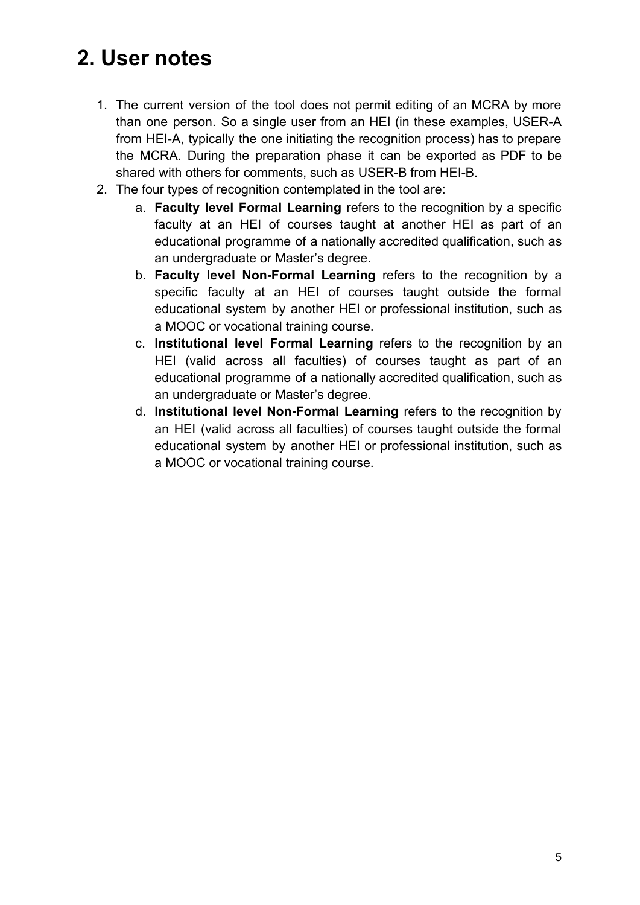## 2. User notes

1. The current version of the tool does not permit editing of an MCRA by more than one person. So a single user from an HEI (in these examples, USER-A from HEI-A, typically the one initiating the recognition process) has to prepare the MCRA. During the preparation phase it can be exported as PDF to be shared with others for comments, such as USER-B from HEI-B.
2. The four types of recognition contemplated in the tool are:
    a. **Faculty level Formal Learning** refers to the recognition by a specific faculty at an HEI of courses taught at another HEI as part of an educational programme of a nationally accredited qualification, such as an undergraduate or Master's degree.
    b. **Faculty level Non-Formal Learning** refers to the recognition by a specific faculty at an HEI of courses taught outside the formal educational system by another HEI or professional institution, such as a MOOC or vocational training course.
    c. **Institutional level Formal Learning** refers to the recognition by an HEI (valid across all faculties) of courses taught as part of an educational programme of a nationally accredited qualification, such as an undergraduate or Master's degree.
    d. **Institutional level Non-Formal Learning** refers to the recognition by an HEI (valid across all faculties) of courses taught outside the formal educational system by another HEI or professional institution, such as a MOOC or vocational training course.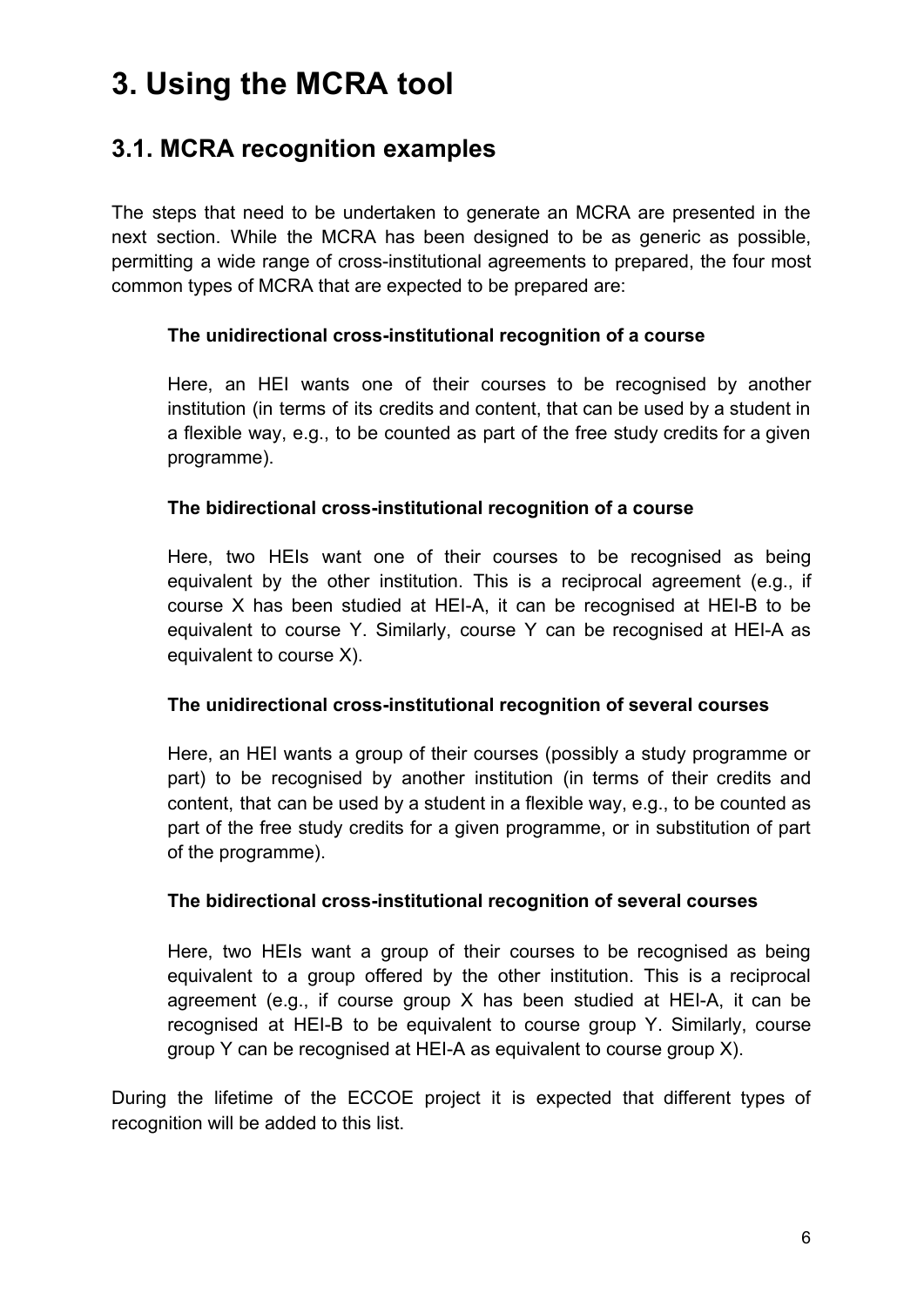# 3. Using the MCRA tool

## 3.1. MCRA recognition examples

The steps that need to be undertaken to generate an MCRA are presented in the next section. While the MCRA has been designed to be as generic as possible, permitting a wide range of cross-institutional agreements to prepared, the four most common types of MCRA that are expected to be prepared are:

**The unidirectional cross-institutional recognition of a course**

Here, an HEI wants one of their courses to be recognised by another institution (in terms of its credits and content, that can be used by a student in a flexible way, e.g., to be counted as part of the free study credits for a given programme).

**The bidirectional cross-institutional recognition of a course**

Here, two HEIs want one of their courses to be recognised as being equivalent by the other institution. This is a reciprocal agreement (e.g., if course X has been studied at HEI-A, it can be recognised at HEI-B to be equivalent to course Y. Similarly, course Y can be recognised at HEI-A as equivalent to course X).

**The unidirectional cross-institutional recognition of several courses**

Here, an HEI wants a group of their courses (possibly a study programme or part) to be recognised by another institution (in terms of their credits and content, that can be used by a student in a flexible way, e.g., to be counted as part of the free study credits for a given programme, or in substitution of part of the programme).

**The bidirectional cross-institutional recognition of several courses**

Here, two HEIs want a group of their courses to be recognised as being equivalent to a group offered by the other institution. This is a reciprocal agreement (e.g., if course group X has been studied at HEI-A, it can be recognised at HEI-B to be equivalent to course group Y. Similarly, course group Y can be recognised at HEI-A as equivalent to course group X).

During the lifetime of the ECCOE project it is expected that different types of recognition will be added to this list.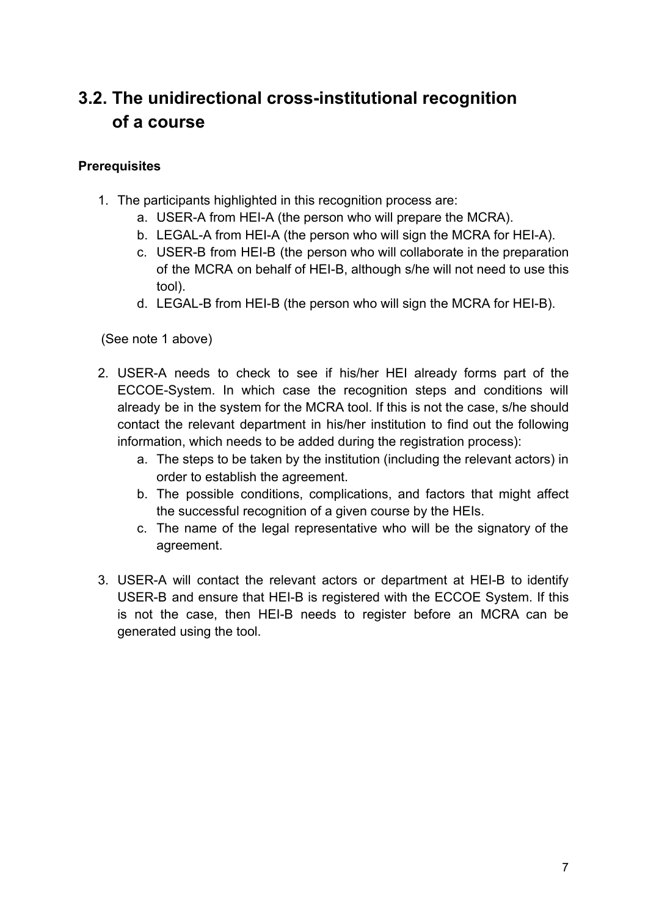## 3.2. The unidirectional cross-institutional recognition of a course

**Prerequisites**

1. The participants highlighted in this recognition process are:
    a. USER-A from HEI-A (the person who will prepare the MCRA).
    b. LEGAL-A from HEI-A (the person who will sign the MCRA for HEI-A).
    c. USER-B from HEI-B (the person who will collaborate in the preparation of the MCRA on behalf of HEI-B, although s/he will not need to use this tool).
    d. LEGAL-B from HEI-B (the person who will sign the MCRA for HEI-B).

(See note 1 above)

2. USER-A needs to check to see if his/her HEI already forms part of the ECCOE-System. In which case the recognition steps and conditions will already be in the system for the MCRA tool. If this is not the case, s/he should contact the relevant department in his/her institution to find out the following information, which needs to be added during the registration process):
    a. The steps to be taken by the institution (including the relevant actors) in order to establish the agreement.
    b. The possible conditions, complications, and factors that might affect the successful recognition of a given course by the HEIs.
    c. The name of the legal representative who will be the signatory of the agreement.

3. USER-A will contact the relevant actors or department at HEI-B to identify USER-B and ensure that HEI-B is registered with the ECCOE System. If this is not the case, then HEI-B needs to register before an MCRA can be generated using the tool.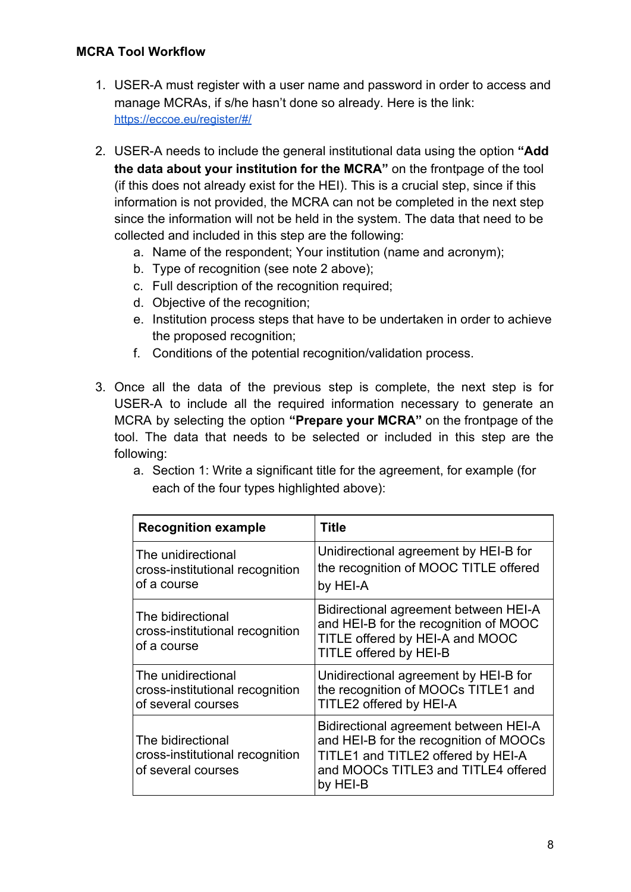**MCRA Tool Workflow**

1. USER-A must register with a user name and password in order to access and manage MCRAs, if s/he hasn't done so already. Here is the link: https://eccoe.eu/register/#/

2. USER-A needs to include the general institutional data using the option **"Add the data about your institution for the MCRA"** on the frontpage of the tool (if this does not already exist for the HEI). This is a crucial step, since if this information is not provided, the MCRA can not be completed in the next step since the information will not be held in the system. The data that need to be collected and included in this step are the following:
    a. Name of the respondent; Your institution (name and acronym);
    b. Type of recognition (see note 2 above);
    c. Full description of the recognition required;
    d. Objective of the recognition;
    e. Institution process steps that have to be undertaken in order to achieve the proposed recognition;
    f. Conditions of the potential recognition/validation process.

3. Once all the data of the previous step is complete, the next step is for USER-A to include all the required information necessary to generate an MCRA by selecting the option **"Prepare your MCRA"** on the frontpage of the tool. The data that needs to be selected or included in this step are the following:
    a. Section 1: Write a significant title for the agreement, for example (for each of the four types highlighted above):

| Recognition example | Title |
|---|---|
| The unidirectional cross-institutional recognition of a course | Unidirectional agreement by HEI-B for the recognition of MOOC TITLE offered by HEI-A |
| The bidirectional cross-institutional recognition of a course | Bidirectional agreement between HEI-A and HEI-B for the recognition of MOOC TITLE offered by HEI-A and MOOC TITLE offered by HEI-B |
| The unidirectional cross-institutional recognition of several courses | Unidirectional agreement by HEI-B for the recognition of MOOCs TITLE1 and TITLE2 offered by HEI-A |
| The bidirectional cross-institutional recognition of several courses | Bidirectional agreement between HEI-A and HEI-B for the recognition of MOOCs TITLE1 and TITLE2 offered by HEI-A and MOOCs TITLE3 and TITLE4 offered by HEI-B |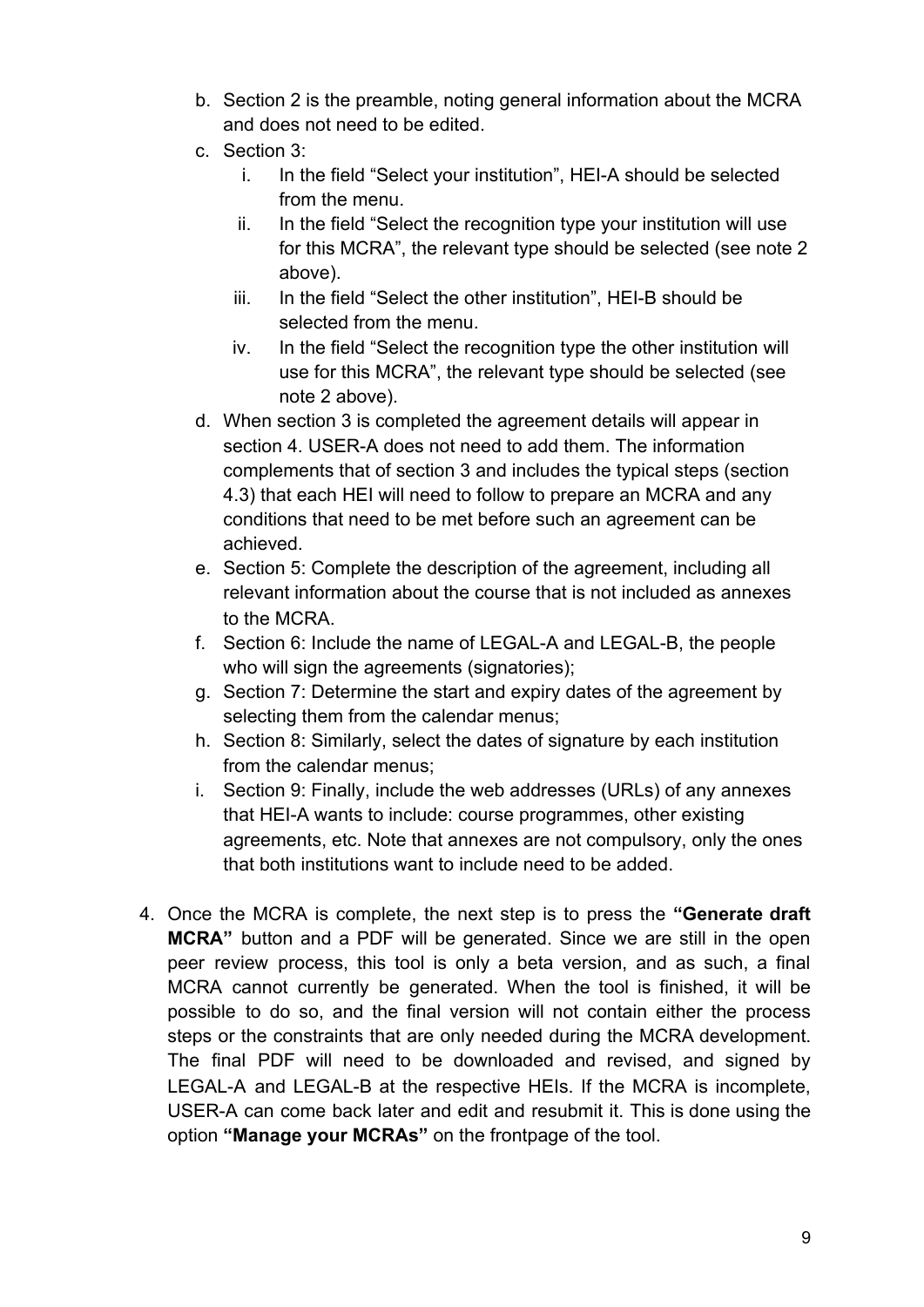b. Section 2 is the preamble, noting general information about the MCRA and does not need to be edited.
c. Section 3:
    i. In the field “Select your institution”, HEI-A should be selected from the menu.
    ii. In the field “Select the recognition type your institution will use for this MCRA”, the relevant type should be selected (see note 2 above).
    iii. In the field “Select the other institution”, HEI-B should be selected from the menu.
    iv. In the field “Select the recognition type the other institution will use for this MCRA”, the relevant type should be selected (see note 2 above).
d. When section 3 is completed the agreement details will appear in section 4. USER-A does not need to add them. The information complements that of section 3 and includes the typical steps (section 4.3) that each HEI will need to follow to prepare an MCRA and any conditions that need to be met before such an agreement can be achieved.
e. Section 5: Complete the description of the agreement, including all relevant information about the course that is not included as annexes to the MCRA.
f. Section 6: Include the name of LEGAL-A and LEGAL-B, the people who will sign the agreements (signatories);
g. Section 7: Determine the start and expiry dates of the agreement by selecting them from the calendar menus;
h. Section 8: Similarly, select the dates of signature by each institution from the calendar menus;
i. Section 9: Finally, include the web addresses (URLs) of any annexes that HEI-A wants to include: course programmes, other existing agreements, etc. Note that annexes are not compulsory, only the ones that both institutions want to include need to be added.

4. Once the MCRA is complete, the next step is to press the **“Generate draft MCRA”** button and a PDF will be generated. Since we are still in the open peer review process, this tool is only a beta version, and as such, a final MCRA cannot currently be generated. When the tool is finished, it will be possible to do so, and the final version will not contain either the process steps or the constraints that are only needed during the MCRA development. The final PDF will need to be downloaded and revised, and signed by LEGAL-A and LEGAL-B at the respective HEIs. If the MCRA is incomplete, USER-A can come back later and edit and resubmit it. This is done using the option **“Manage your MCRAs”** on the frontpage of the tool.